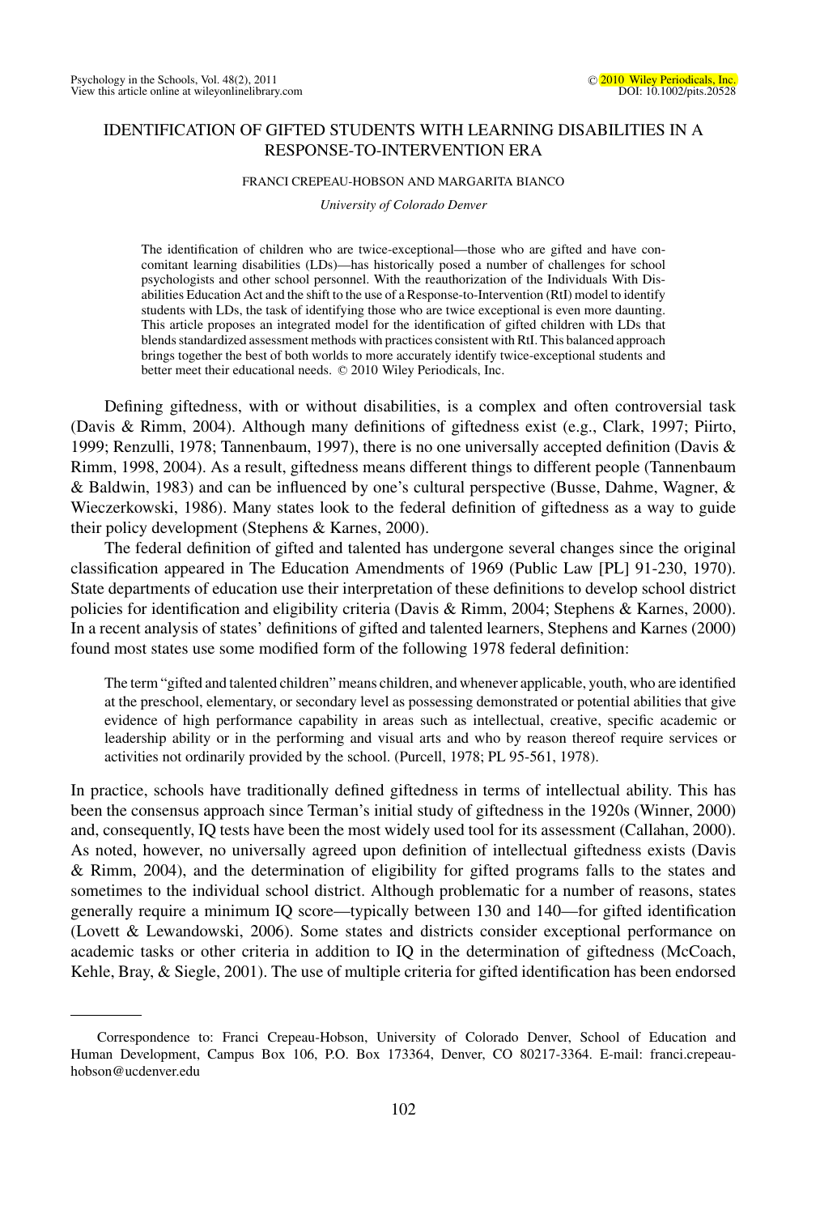# IDENTIFICATION OF GIFTED STUDENTS WITH LEARNING DISABILITIES IN A RESPONSE-TO-INTERVENTION ERA

FRANCI CREPEAU-HOBSON AND MARGARITA BIANCO

*University of Colorado Denver*

The identification of children who are twice-exceptional—those who are gifted and have concomitant learning disabilities (LDs)—has historically posed a number of challenges for school psychologists and other school personnel. With the reauthorization of the Individuals With Disabilities Education Act and the shift to the use of a Response-to-Intervention (RtI) model to identify students with LDs, the task of identifying those who are twice exceptional is even more daunting. This article proposes an integrated model for the identification of gifted children with LDs that blends standardized assessment methods with practices consistent with RtI. This balanced approach brings together the best of both worlds to more accurately identify twice-exceptional students and better meet their educational needs. © 2010 Wiley Periodicals, Inc.

Defining giftedness, with or without disabilities, is a complex and often controversial task (Davis & Rimm, 2004). Although many definitions of giftedness exist (e.g., Clark, 1997; Piirto, 1999; Renzulli, 1978; Tannenbaum, 1997), there is no one universally accepted definition (Davis & Rimm, 1998, 2004). As a result, giftedness means different things to different people (Tannenbaum & Baldwin, 1983) and can be influenced by one's cultural perspective (Busse, Dahme, Wagner, & Wieczerkowski, 1986). Many states look to the federal definition of giftedness as a way to guide their policy development (Stephens & Karnes, 2000).

The federal definition of gifted and talented has undergone several changes since the original classification appeared in The Education Amendments of 1969 (Public Law [PL] 91-230, 1970). State departments of education use their interpretation of these definitions to develop school district policies for identification and eligibility criteria (Davis & Rimm, 2004; Stephens & Karnes, 2000). In a recent analysis of states' definitions of gifted and talented learners, Stephens and Karnes (2000) found most states use some modified form of the following 1978 federal definition:

> The term "gifted and talented children" means children, and whenever applicable, youth, who are identified at the preschool, elementary, or secondary level as possessing demonstrated or potential abilities that give evidence of high performance capability in areas such as intellectual, creative, specific academic or leadership ability or in the performing and visual arts and who by reason thereof require services or activities not ordinarily provided by the school. (Purcell, 1978; PL 95-561, 1978).

In practice, schools have traditionally defined giftedness in terms of intellectual ability. This has been the consensus approach since Terman's initial study of giftedness in the 1920s (Winner, 2000) and, consequently, IQ tests have been the most widely used tool for its assessment (Callahan, 2000). As noted, however, no universally agreed upon definition of intellectual giftedness exists (Davis & Rimm, 2004), and the determination of eligibility for gifted programs falls to the states and sometimes to the individual school district. Although problematic for a number of reasons, states generally require a minimum IQ score—typically between 130 and 140—for gifted identification (Lovett & Lewandowski, 2006). Some states and districts consider exceptional performance on academic tasks or other criteria in addition to IQ in the determination of giftedness (McCoach, Kehle, Bray, & Siegle, 2001). The use of multiple criteria for gifted identification has been endorsed

---

Correspondence to: Franci Crepeau-Hobson, University of Colorado Denver, School of Education and Human Development, Campus Box 106, P.O. Box 173364, Denver, CO 80217-3364. E-mail: franci.crepeau-hobson@ucdenver.edu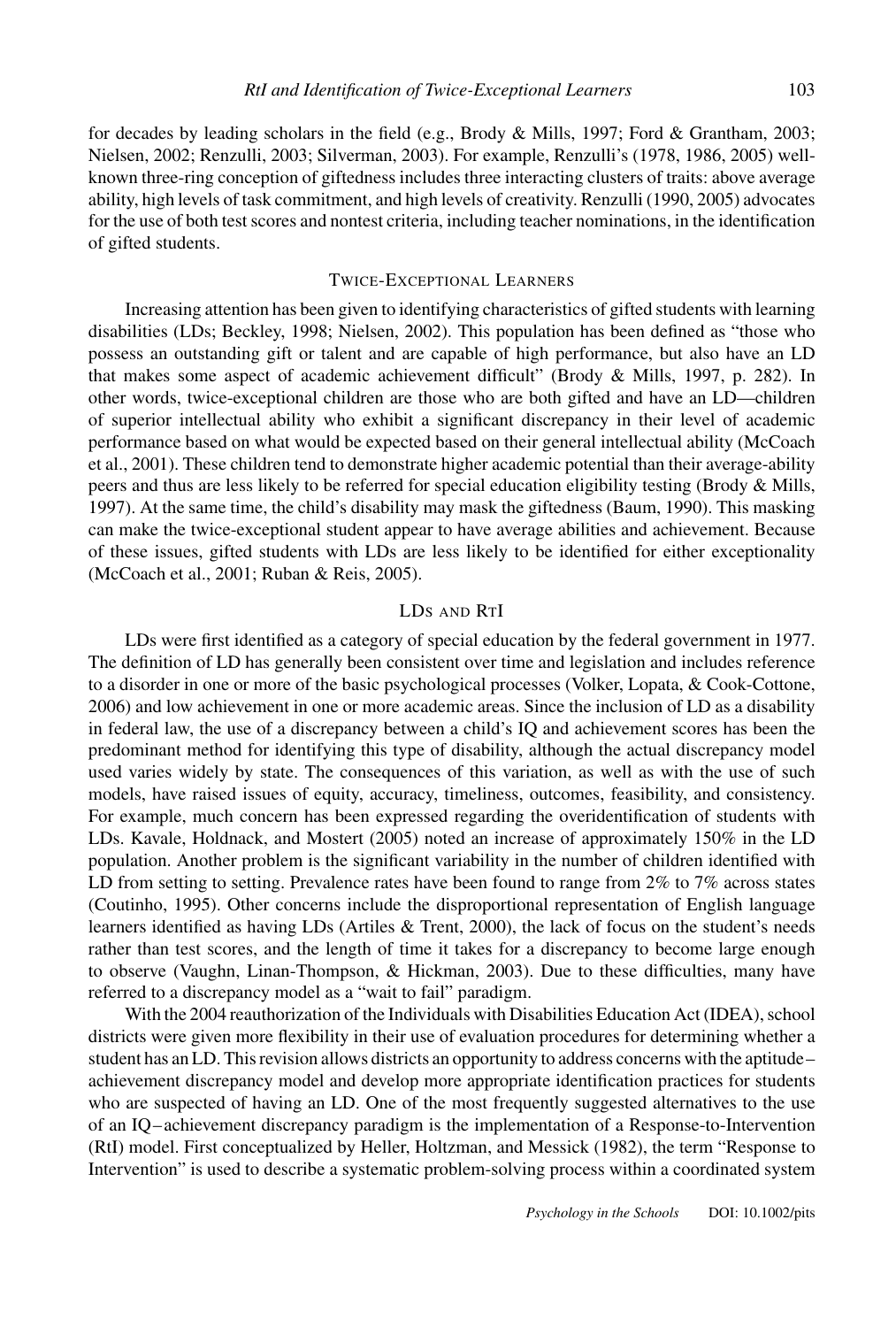for decades by leading scholars in the field (e.g., Brody & Mills, 1997; Ford & Grantham, 2003; Nielsen, 2002; Renzulli, 2003; Silverman, 2003). For example, Renzulli's (1978, 1986, 2005) well-known three-ring conception of giftedness includes three interacting clusters of traits: above average ability, high levels of task commitment, and high levels of creativity. Renzulli (1990, 2005) advocates for the use of both test scores and nontest criteria, including teacher nominations, in the identification of gifted students.

## Twice-Exceptional Learners

Increasing attention has been given to identifying characteristics of gifted students with learning disabilities (LDs; Beckley, 1998; Nielsen, 2002). This population has been defined as "those who possess an outstanding gift or talent and are capable of high performance, but also have an LD that makes some aspect of academic achievement difficult" (Brody & Mills, 1997, p. 282). In other words, twice-exceptional children are those who are both gifted and have an LD—children of superior intellectual ability who exhibit a significant discrepancy in their level of academic performance based on what would be expected based on their general intellectual ability (McCoach et al., 2001). These children tend to demonstrate higher academic potential than their average-ability peers and thus are less likely to be referred for special education eligibility testing (Brody & Mills, 1997). At the same time, the child's disability may mask the giftedness (Baum, 1990). This masking can make the twice-exceptional student appear to have average abilities and achievement. Because of these issues, gifted students with LDs are less likely to be identified for either exceptionality (McCoach et al., 2001; Ruban & Reis, 2005).

## LDs and RtI

LDs were first identified as a category of special education by the federal government in 1977. The definition of LD has generally been consistent over time and legislation and includes reference to a disorder in one or more of the basic psychological processes (Volker, Lopata, & Cook-Cottone, 2006) and low achievement in one or more academic areas. Since the inclusion of LD as a disability in federal law, the use of a discrepancy between a child's IQ and achievement scores has been the predominant method for identifying this type of disability, although the actual discrepancy model used varies widely by state. The consequences of this variation, as well as with the use of such models, have raised issues of equity, accuracy, timeliness, outcomes, feasibility, and consistency. For example, much concern has been expressed regarding the overidentification of students with LDs. Kavale, Holdnack, and Mostert (2005) noted an increase of approximately 150% in the LD population. Another problem is the significant variability in the number of children identified with LD from setting to setting. Prevalence rates have been found to range from 2% to 7% across states (Coutinho, 1995). Other concerns include the disproportional representation of English language learners identified as having LDs (Artiles & Trent, 2000), the lack of focus on the student's needs rather than test scores, and the length of time it takes for a discrepancy to become large enough to observe (Vaughn, Linan-Thompson, & Hickman, 2003). Due to these difficulties, many have referred to a discrepancy model as a "wait to fail" paradigm.

With the 2004 reauthorization of the Individuals with Disabilities Education Act (IDEA), school districts were given more flexibility in their use of evaluation procedures for determining whether a student has an LD. This revision allows districts an opportunity to address concerns with the aptitude–achievement discrepancy model and develop more appropriate identification practices for students who are suspected of having an LD. One of the most frequently suggested alternatives to the use of an IQ–achievement discrepancy paradigm is the implementation of a Response-to-Intervention (RtI) model. First conceptualized by Heller, Holtzman, and Messick (1982), the term "Response to Intervention" is used to describe a systematic problem-solving process within a coordinated system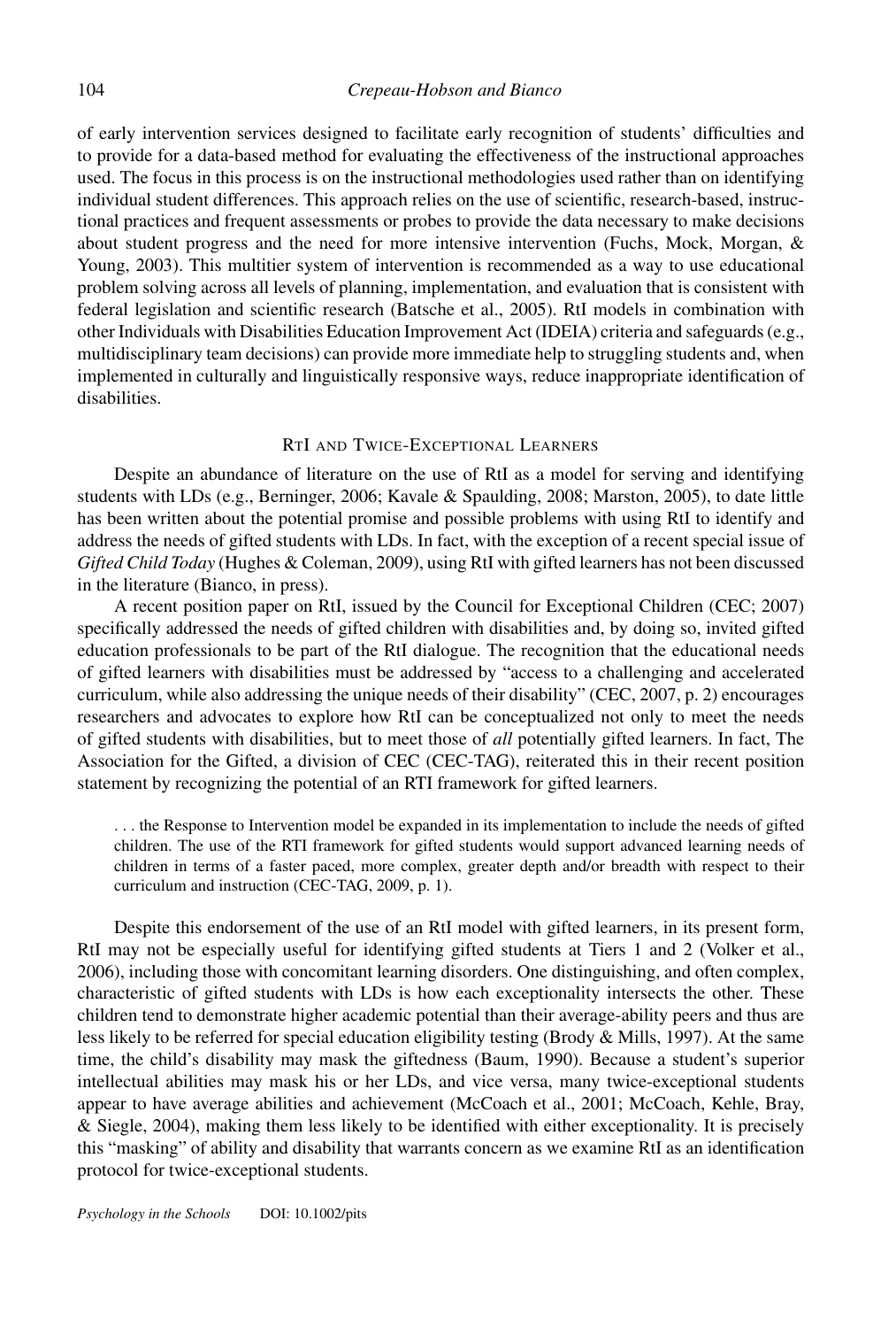of early intervention services designed to facilitate early recognition of students' difficulties and to provide for a data-based method for evaluating the effectiveness of the instructional approaches used. The focus in this process is on the instructional methodologies used rather than on identifying individual student differences. This approach relies on the use of scientific, research-based, instructional practices and frequent assessments or probes to provide the data necessary to make decisions about student progress and the need for more intensive intervention (Fuchs, Mock, Morgan, & Young, 2003). This multitier system of intervention is recommended as a way to use educational problem solving across all levels of planning, implementation, and evaluation that is consistent with federal legislation and scientific research (Batsche et al., 2005). RtI models in combination with other Individuals with Disabilities Education Improvement Act (IDEIA) criteria and safeguards (e.g., multidisciplinary team decisions) can provide more immediate help to struggling students and, when implemented in culturally and linguistically responsive ways, reduce inappropriate identification of disabilities.

## RtI and Twice-Exceptional Learners

Despite an abundance of literature on the use of RtI as a model for serving and identifying students with LDs (e.g., Berninger, 2006; Kavale & Spaulding, 2008; Marston, 2005), to date little has been written about the potential promise and possible problems with using RtI to identify and address the needs of gifted students with LDs. In fact, with the exception of a recent special issue of *Gifted Child Today* (Hughes & Coleman, 2009), using RtI with gifted learners has not been discussed in the literature (Bianco, in press).

A recent position paper on RtI, issued by the Council for Exceptional Children (CEC; 2007) specifically addressed the needs of gifted children with disabilities and, by doing so, invited gifted education professionals to be part of the RtI dialogue. The recognition that the educational needs of gifted learners with disabilities must be addressed by "access to a challenging and accelerated curriculum, while also addressing the unique needs of their disability" (CEC, 2007, p. 2) encourages researchers and advocates to explore how RtI can be conceptualized not only to meet the needs of gifted students with disabilities, but to meet those of *all* potentially gifted learners. In fact, The Association for the Gifted, a division of CEC (CEC-TAG), reiterated this in their recent position statement by recognizing the potential of an RTI framework for gifted learners.

> . . . the Response to Intervention model be expanded in its implementation to include the needs of gifted children. The use of the RTI framework for gifted students would support advanced learning needs of children in terms of a faster paced, more complex, greater depth and/or breadth with respect to their curriculum and instruction (CEC-TAG, 2009, p. 1).

Despite this endorsement of the use of an RtI model with gifted learners, in its present form, RtI may not be especially useful for identifying gifted students at Tiers 1 and 2 (Volker et al., 2006), including those with concomitant learning disorders. One distinguishing, and often complex, characteristic of gifted students with LDs is how each exceptionality intersects the other. These children tend to demonstrate higher academic potential than their average-ability peers and thus are less likely to be referred for special education eligibility testing (Brody & Mills, 1997). At the same time, the child's disability may mask the giftedness (Baum, 1990). Because a student's superior intellectual abilities may mask his or her LDs, and vice versa, many twice-exceptional students appear to have average abilities and achievement (McCoach et al., 2001; McCoach, Kehle, Bray, & Siegle, 2004), making them less likely to be identified with either exceptionality. It is precisely this "masking" of ability and disability that warrants concern as we examine RtI as an identification protocol for twice-exceptional students.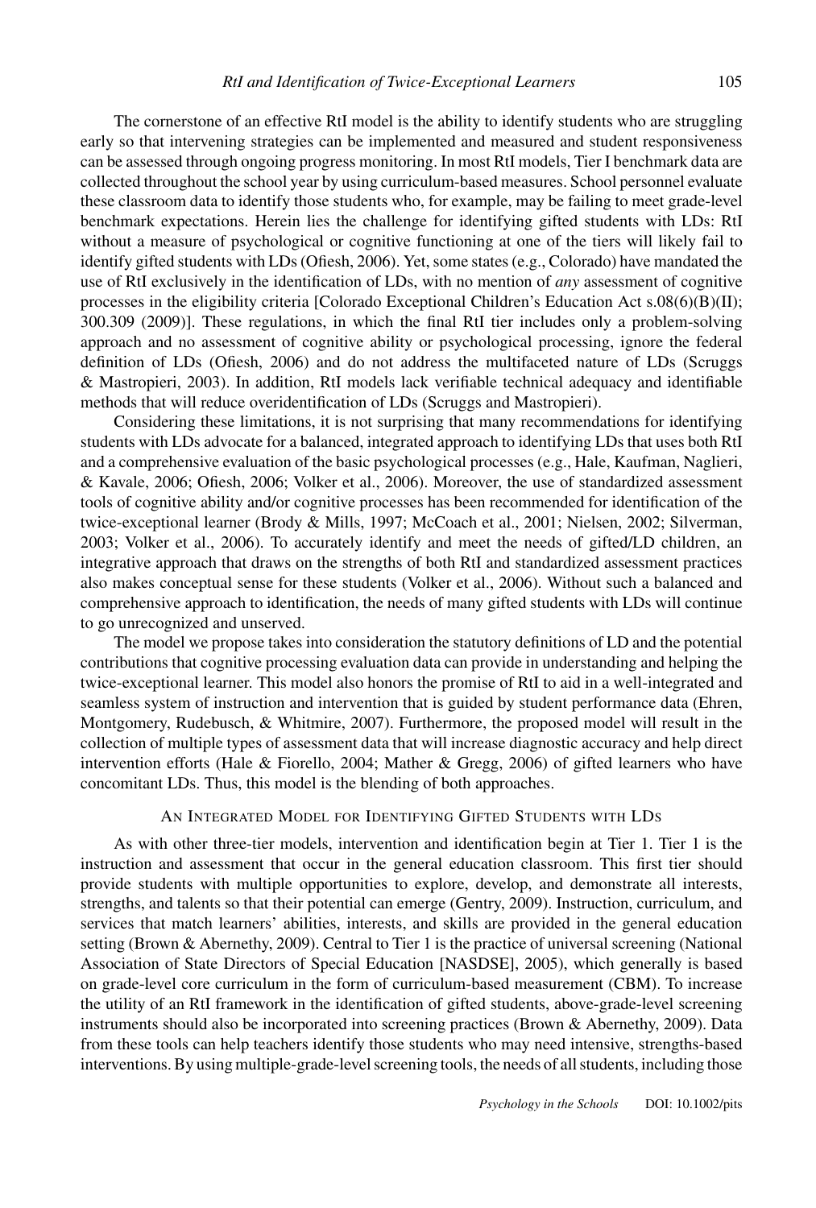The cornerstone of an effective RtI model is the ability to identify students who are struggling early so that intervening strategies can be implemented and measured and student responsiveness can be assessed through ongoing progress monitoring. In most RtI models, Tier I benchmark data are collected throughout the school year by using curriculum-based measures. School personnel evaluate these classroom data to identify those students who, for example, may be failing to meet grade-level benchmark expectations. Herein lies the challenge for identifying gifted students with LDs: RtI without a measure of psychological or cognitive functioning at one of the tiers will likely fail to identify gifted students with LDs (Ofiesh, 2006). Yet, some states (e.g., Colorado) have mandated the use of RtI exclusively in the identification of LDs, with no mention of *any* assessment of cognitive processes in the eligibility criteria [Colorado Exceptional Children's Education Act s.08(6)(B)(II); 300.309 (2009)]. These regulations, in which the final RtI tier includes only a problem-solving approach and no assessment of cognitive ability or psychological processing, ignore the federal definition of LDs (Ofiesh, 2006) and do not address the multifaceted nature of LDs (Scruggs & Mastropieri, 2003). In addition, RtI models lack verifiable technical adequacy and identifiable methods that will reduce overidentification of LDs (Scruggs and Mastropieri).

Considering these limitations, it is not surprising that many recommendations for identifying students with LDs advocate for a balanced, integrated approach to identifying LDs that uses both RtI and a comprehensive evaluation of the basic psychological processes (e.g., Hale, Kaufman, Naglieri, & Kavale, 2006; Ofiesh, 2006; Volker et al., 2006). Moreover, the use of standardized assessment tools of cognitive ability and/or cognitive processes has been recommended for identification of the twice-exceptional learner (Brody & Mills, 1997; McCoach et al., 2001; Nielsen, 2002; Silverman, 2003; Volker et al., 2006). To accurately identify and meet the needs of gifted/LD children, an integrative approach that draws on the strengths of both RtI and standardized assessment practices also makes conceptual sense for these students (Volker et al., 2006). Without such a balanced and comprehensive approach to identification, the needs of many gifted students with LDs will continue to go unrecognized and unserved.

The model we propose takes into consideration the statutory definitions of LD and the potential contributions that cognitive processing evaluation data can provide in understanding and helping the twice-exceptional learner. This model also honors the promise of RtI to aid in a well-integrated and seamless system of instruction and intervention that is guided by student performance data (Ehren, Montgomery, Rudebusch, & Whitmire, 2007). Furthermore, the proposed model will result in the collection of multiple types of assessment data that will increase diagnostic accuracy and help direct intervention efforts (Hale & Fiorello, 2004; Mather & Gregg, 2006) of gifted learners who have concomitant LDs. Thus, this model is the blending of both approaches.

## An Integrated Model for Identifying Gifted Students with LDs

As with other three-tier models, intervention and identification begin at Tier 1. Tier 1 is the instruction and assessment that occur in the general education classroom. This first tier should provide students with multiple opportunities to explore, develop, and demonstrate all interests, strengths, and talents so that their potential can emerge (Gentry, 2009). Instruction, curriculum, and services that match learners' abilities, interests, and skills are provided in the general education setting (Brown & Abernethy, 2009). Central to Tier 1 is the practice of universal screening (National Association of State Directors of Special Education [NASDSE], 2005), which generally is based on grade-level core curriculum in the form of curriculum-based measurement (CBM). To increase the utility of an RtI framework in the identification of gifted students, above-grade-level screening instruments should also be incorporated into screening practices (Brown & Abernethy, 2009). Data from these tools can help teachers identify those students who may need intensive, strengths-based interventions. By using multiple-grade-level screening tools, the needs of all students, including those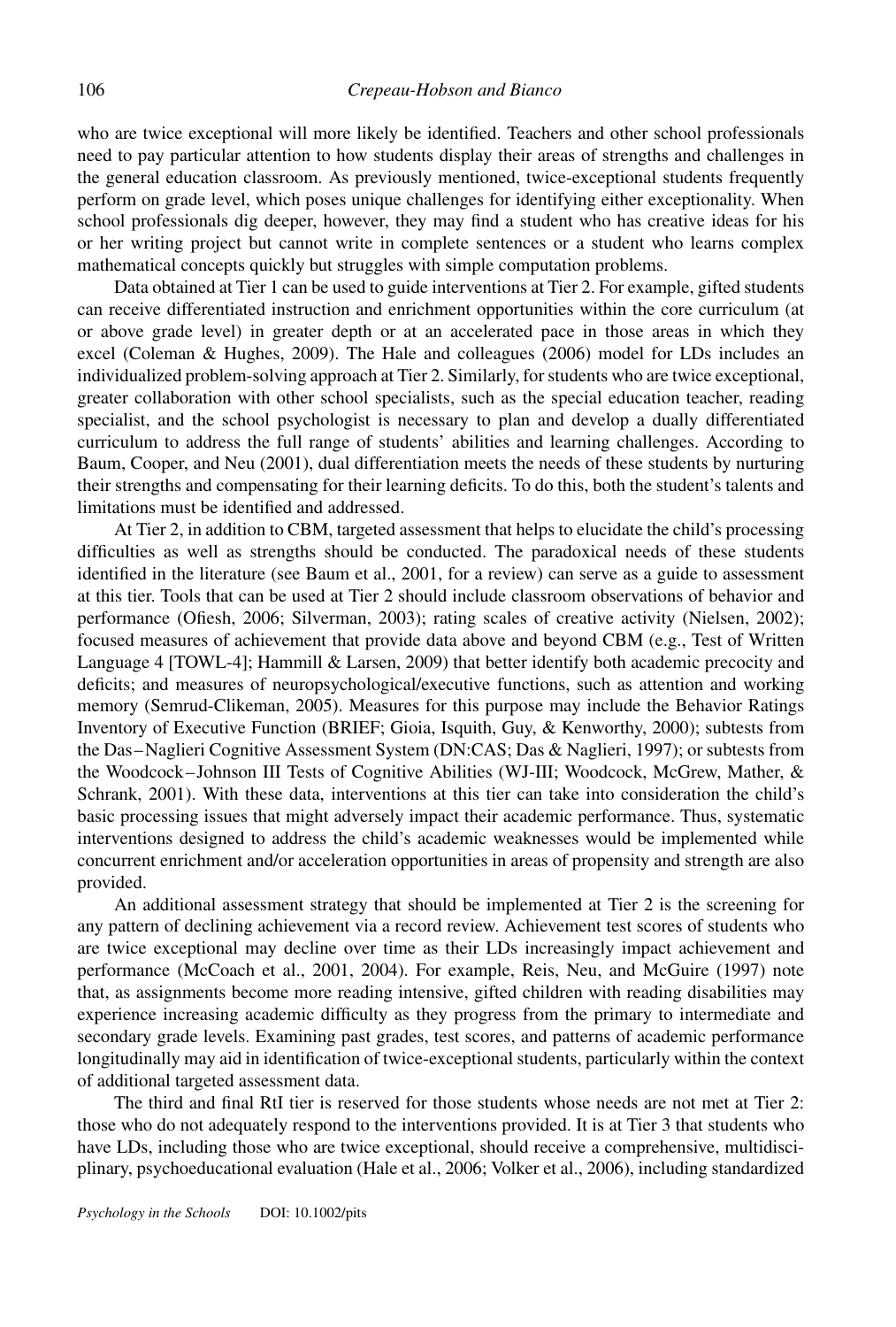who are twice exceptional will more likely be identified. Teachers and other school professionals need to pay particular attention to how students display their areas of strengths and challenges in the general education classroom. As previously mentioned, twice-exceptional students frequently perform on grade level, which poses unique challenges for identifying either exceptionality. When school professionals dig deeper, however, they may find a student who has creative ideas for his or her writing project but cannot write in complete sentences or a student who learns complex mathematical concepts quickly but struggles with simple computation problems.

Data obtained at Tier 1 can be used to guide interventions at Tier 2. For example, gifted students can receive differentiated instruction and enrichment opportunities within the core curriculum (at or above grade level) in greater depth or at an accelerated pace in those areas in which they excel (Coleman & Hughes, 2009). The Hale and colleagues (2006) model for LDs includes an individualized problem-solving approach at Tier 2. Similarly, for students who are twice exceptional, greater collaboration with other school specialists, such as the special education teacher, reading specialist, and the school psychologist is necessary to plan and develop a dually differentiated curriculum to address the full range of students' abilities and learning challenges. According to Baum, Cooper, and Neu (2001), dual differentiation meets the needs of these students by nurturing their strengths and compensating for their learning deficits. To do this, both the student's talents and limitations must be identified and addressed.

At Tier 2, in addition to CBM, targeted assessment that helps to elucidate the child's processing difficulties as well as strengths should be conducted. The paradoxical needs of these students identified in the literature (see Baum et al., 2001, for a review) can serve as a guide to assessment at this tier. Tools that can be used at Tier 2 should include classroom observations of behavior and performance (Ofiesh, 2006; Silverman, 2003); rating scales of creative activity (Nielsen, 2002); focused measures of achievement that provide data above and beyond CBM (e.g., Test of Written Language 4 [TOWL-4]; Hammill & Larsen, 2009) that better identify both academic precocity and deficits; and measures of neuropsychological/executive functions, such as attention and working memory (Semrud-Clikeman, 2005). Measures for this purpose may include the Behavior Ratings Inventory of Executive Function (BRIEF; Gioia, Isquith, Guy, & Kenworthy, 2000); subtests from the Das–Naglieri Cognitive Assessment System (DN:CAS; Das & Naglieri, 1997); or subtests from the Woodcock–Johnson III Tests of Cognitive Abilities (WJ-III; Woodcock, McGrew, Mather, & Schrank, 2001). With these data, interventions at this tier can take into consideration the child's basic processing issues that might adversely impact their academic performance. Thus, systematic interventions designed to address the child's academic weaknesses would be implemented while concurrent enrichment and/or acceleration opportunities in areas of propensity and strength are also provided.

An additional assessment strategy that should be implemented at Tier 2 is the screening for any pattern of declining achievement via a record review. Achievement test scores of students who are twice exceptional may decline over time as their LDs increasingly impact achievement and performance (McCoach et al., 2001, 2004). For example, Reis, Neu, and McGuire (1997) note that, as assignments become more reading intensive, gifted children with reading disabilities may experience increasing academic difficulty as they progress from the primary to intermediate and secondary grade levels. Examining past grades, test scores, and patterns of academic performance longitudinally may aid in identification of twice-exceptional students, particularly within the context of additional targeted assessment data.

The third and final RtI tier is reserved for those students whose needs are not met at Tier 2: those who do not adequately respond to the interventions provided. It is at Tier 3 that students who have LDs, including those who are twice exceptional, should receive a comprehensive, multidisciplinary, psychoeducational evaluation (Hale et al., 2006; Volker et al., 2006), including standardized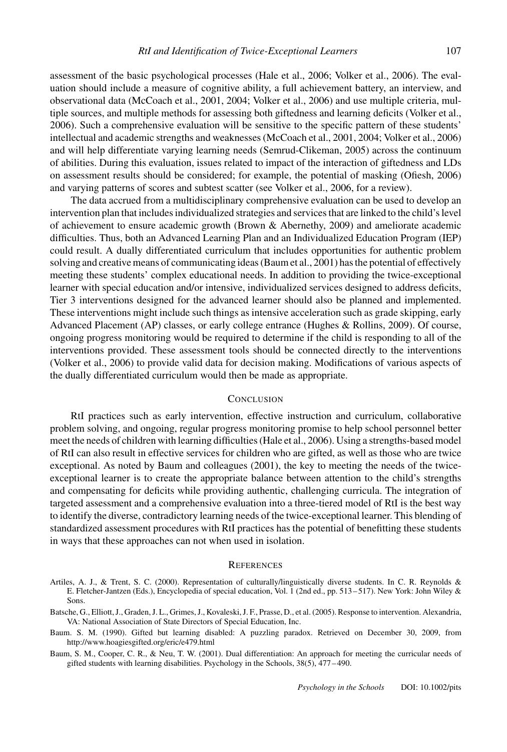assessment of the basic psychological processes (Hale et al., 2006; Volker et al., 2006). The evaluation should include a measure of cognitive ability, a full achievement battery, an interview, and observational data (McCoach et al., 2001, 2004; Volker et al., 2006) and use multiple criteria, multiple sources, and multiple methods for assessing both giftedness and learning deficits (Volker et al., 2006). Such a comprehensive evaluation will be sensitive to the specific pattern of these students' intellectual and academic strengths and weaknesses (McCoach et al., 2001, 2004; Volker et al., 2006) and will help differentiate varying learning needs (Semrud-Clikeman, 2005) across the continuum of abilities. During this evaluation, issues related to impact of the interaction of giftedness and LDs on assessment results should be considered; for example, the potential of masking (Ofiesh, 2006) and varying patterns of scores and subtest scatter (see Volker et al., 2006, for a review).

The data accrued from a multidisciplinary comprehensive evaluation can be used to develop an intervention plan that includes individualized strategies and services that are linked to the child's level of achievement to ensure academic growth (Brown & Abernethy, 2009) and ameliorate academic difficulties. Thus, both an Advanced Learning Plan and an Individualized Education Program (IEP) could result. A dually differentiated curriculum that includes opportunities for authentic problem solving and creative means of communicating ideas (Baum et al., 2001) has the potential of effectively meeting these students' complex educational needs. In addition to providing the twice-exceptional learner with special education and/or intensive, individualized services designed to address deficits, Tier 3 interventions designed for the advanced learner should also be planned and implemented. These interventions might include such things as intensive acceleration such as grade skipping, early Advanced Placement (AP) classes, or early college entrance (Hughes & Rollins, 2009). Of course, ongoing progress monitoring would be required to determine if the child is responding to all of the interventions provided. These assessment tools should be connected directly to the interventions (Volker et al., 2006) to provide valid data for decision making. Modifications of various aspects of the dually differentiated curriculum would then be made as appropriate.

## Conclusion

RtI practices such as early intervention, effective instruction and curriculum, collaborative problem solving, and ongoing, regular progress monitoring promise to help school personnel better meet the needs of children with learning difficulties (Hale et al., 2006). Using a strengths-based model of RtI can also result in effective services for children who are gifted, as well as those who are twice exceptional. As noted by Baum and colleagues (2001), the key to meeting the needs of the twice-exceptional learner is to create the appropriate balance between attention to the child's strengths and compensating for deficits while providing authentic, challenging curricula. The integration of targeted assessment and a comprehensive evaluation into a three-tiered model of RtI is the best way to identify the diverse, contradictory learning needs of the twice-exceptional learner. This blending of standardized assessment procedures with RtI practices has the potential of benefitting these students in ways that these approaches can not when used in isolation.

## References

Artiles, A. J., & Trent, S. C. (2000). Representation of culturally/linguistically diverse students. In C. R. Reynolds & E. Fletcher-Jantzen (Eds.), Encyclopedia of special education, Vol. 1 (2nd ed., pp. 513–517). New York: John Wiley & Sons.

Batsche, G., Elliott, J., Graden, J. L., Grimes, J., Kovaleski, J. F., Prasse, D., et al. (2005). Response to intervention. Alexandria, VA: National Association of State Directors of Special Education, Inc.

Baum. S. M. (1990). Gifted but learning disabled: A puzzling paradox. Retrieved on December 30, 2009, from http://www.hoagiesgifted.org/eric/e479.html

Baum, S. M., Cooper, C. R., & Neu, T. W. (2001). Dual differentiation: An approach for meeting the curricular needs of gifted students with learning disabilities. Psychology in the Schools, 38(5), 477–490.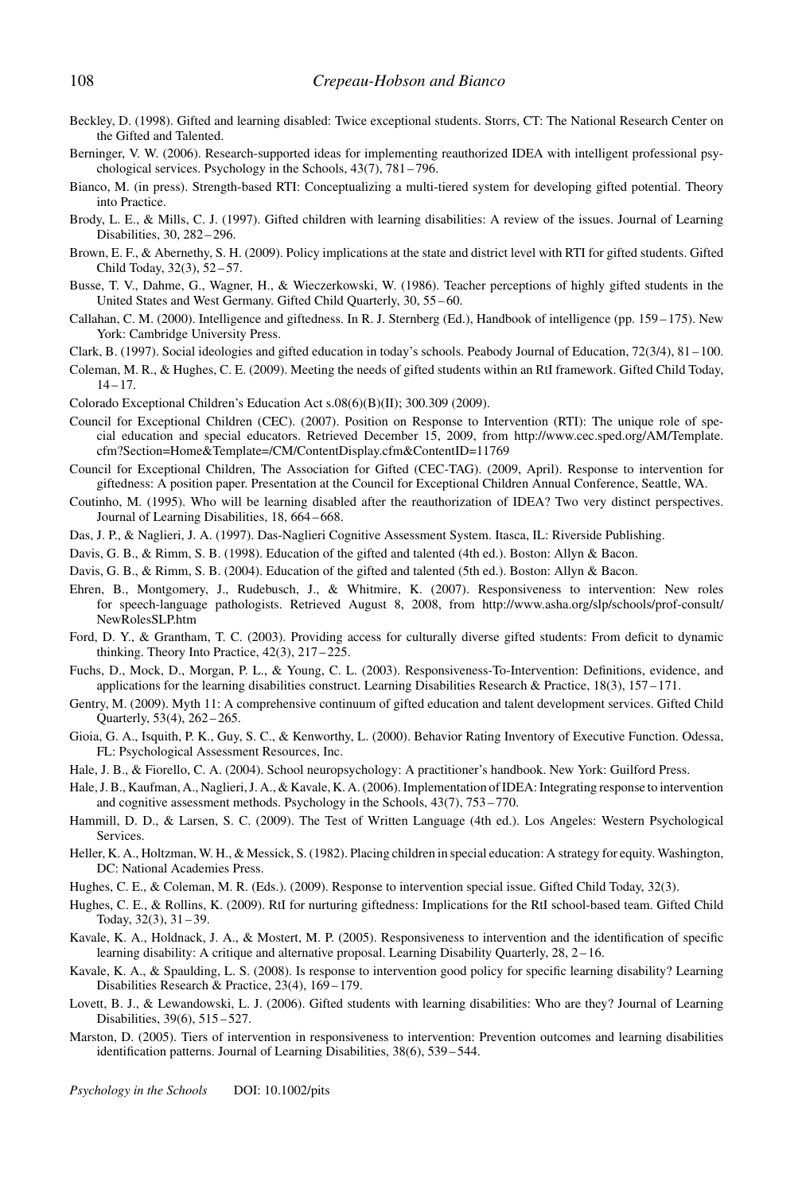Beckley, D. (1998). Gifted and learning disabled: Twice exceptional students. Storrs, CT: The National Research Center on the Gifted and Talented.

Berninger, V. W. (2006). Research-supported ideas for implementing reauthorized IDEA with intelligent professional psychological services. Psychology in the Schools, 43(7), 781 – 796.

Bianco, M. (in press). Strength-based RTI: Conceptualizing a multi-tiered system for developing gifted potential. Theory into Practice.

Brody, L. E., & Mills, C. J. (1997). Gifted children with learning disabilities: A review of the issues. Journal of Learning Disabilities, 30, 282 – 296.

Brown, E. F., & Abernethy, S. H. (2009). Policy implications at the state and district level with RTI for gifted students. Gifted Child Today, 32(3), 52 – 57.

Busse, T. V., Dahme, G., Wagner, H., & Wieczerkowski, W. (1986). Teacher perceptions of highly gifted students in the United States and West Germany. Gifted Child Quarterly, 30, 55 – 60.

Callahan, C. M. (2000). Intelligence and giftedness. In R. J. Sternberg (Ed.), Handbook of intelligence (pp. 159 – 175). New York: Cambridge University Press.

Clark, B. (1997). Social ideologies and gifted education in today's schools. Peabody Journal of Education, 72(3/4), 81 – 100.

Coleman, M. R., & Hughes, C. E. (2009). Meeting the needs of gifted students within an RtI framework. Gifted Child Today, 14 – 17.

Colorado Exceptional Children's Education Act s.08(6)(B)(II); 300.309 (2009).

Council for Exceptional Children (CEC). (2007). Position on Response to Intervention (RTI): The unique role of special education and special educators. Retrieved December 15, 2009, from http://www.cec.sped.org/AM/Template.cfm?Section=Home&Template=/CM/ContentDisplay.cfm&ContentID=11769

Council for Exceptional Children, The Association for Gifted (CEC-TAG). (2009, April). Response to intervention for giftedness: A position paper. Presentation at the Council for Exceptional Children Annual Conference, Seattle, WA.

Coutinho, M. (1995). Who will be learning disabled after the reauthorization of IDEA? Two very distinct perspectives. Journal of Learning Disabilities, 18, 664 – 668.

Das, J. P., & Naglieri, J. A. (1997). Das-Naglieri Cognitive Assessment System. Itasca, IL: Riverside Publishing.

Davis, G. B., & Rimm, S. B. (1998). Education of the gifted and talented (4th ed.). Boston: Allyn & Bacon.

Davis, G. B., & Rimm, S. B. (2004). Education of the gifted and talented (5th ed.). Boston: Allyn & Bacon.

Ehren, B., Montgomery, J., Rudebusch, J., & Whitmire, K. (2007). Responsiveness to intervention: New roles for speech-language pathologists. Retrieved August 8, 2008, from http://www.asha.org/slp/schools/prof-consult/NewRolesSLP.htm

Ford, D. Y., & Grantham, T. C. (2003). Providing access for culturally diverse gifted students: From deficit to dynamic thinking. Theory Into Practice, 42(3), 217 – 225.

Fuchs, D., Mock, D., Morgan, P. L., & Young, C. L. (2003). Responsiveness-To-Intervention: Definitions, evidence, and applications for the learning disabilities construct. Learning Disabilities Research & Practice, 18(3), 157 – 171.

Gentry, M. (2009). Myth 11: A comprehensive continuum of gifted education and talent development services. Gifted Child Quarterly, 53(4), 262 – 265.

Gioia, G. A., Isquith, P. K., Guy, S. C., & Kenworthy, L. (2000). Behavior Rating Inventory of Executive Function. Odessa, FL: Psychological Assessment Resources, Inc.

Hale, J. B., & Fiorello, C. A. (2004). School neuropsychology: A practitioner's handbook. New York: Guilford Press.

Hale, J. B., Kaufman, A., Naglieri, J. A., & Kavale, K. A. (2006). Implementation of IDEA: Integrating response to intervention and cognitive assessment methods. Psychology in the Schools, 43(7), 753 – 770.

Hammill, D. D., & Larsen, S. C. (2009). The Test of Written Language (4th ed.). Los Angeles: Western Psychological Services.

Heller, K. A., Holtzman, W. H., & Messick, S. (1982). Placing children in special education: A strategy for equity. Washington, DC: National Academies Press.

Hughes, C. E., & Coleman, M. R. (Eds.). (2009). Response to intervention special issue. Gifted Child Today, 32(3).

Hughes, C. E., & Rollins, K. (2009). RtI for nurturing giftedness: Implications for the RtI school-based team. Gifted Child Today, 32(3), 31 – 39.

Kavale, K. A., Holdnack, J. A., & Mostert, M. P. (2005). Responsiveness to intervention and the identification of specific learning disability: A critique and alternative proposal. Learning Disability Quarterly, 28, 2 – 16.

Kavale, K. A., & Spaulding, L. S. (2008). Is response to intervention good policy for specific learning disability? Learning Disabilities Research & Practice, 23(4), 169 – 179.

Lovett, B. J., & Lewandowski, L. J. (2006). Gifted students with learning disabilities: Who are they? Journal of Learning Disabilities, 39(6), 515 – 527.

Marston, D. (2005). Tiers of intervention in responsiveness to intervention: Prevention outcomes and learning disabilities identification patterns. Journal of Learning Disabilities, 38(6), 539 – 544.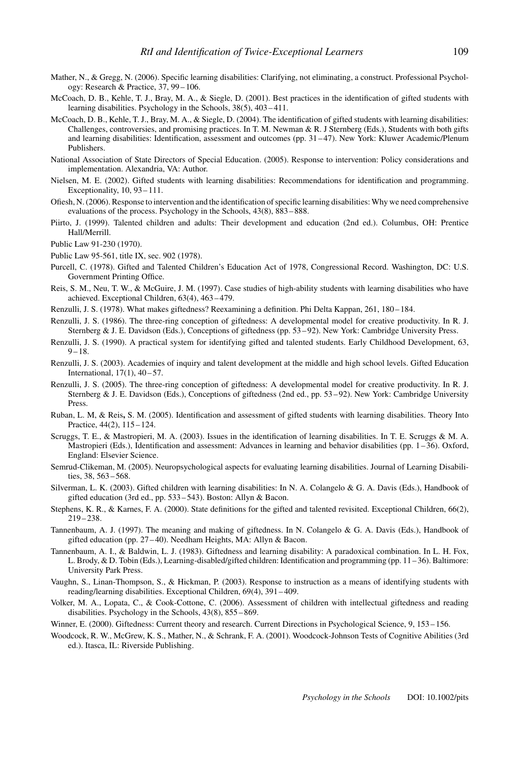Mather, N., & Gregg, N. (2006). Specific learning disabilities: Clarifying, not eliminating, a construct. Professional Psychology: Research & Practice, 37, 99 – 106.

McCoach, D. B., Kehle, T. J., Bray, M. A., & Siegle, D. (2001). Best practices in the identification of gifted students with learning disabilities. Psychology in the Schools, 38(5), 403 – 411.

McCoach, D. B., Kehle, T. J., Bray, M. A., & Siegle, D. (2004). The identification of gifted students with learning disabilities: Challenges, controversies, and promising practices. In T. M. Newman & R. J Sternberg (Eds.), Students with both gifts and learning disabilities: Identification, assessment and outcomes (pp. 31 – 47). New York: Kluwer Academic/Plenum Publishers.

National Association of State Directors of Special Education. (2005). Response to intervention: Policy considerations and implementation. Alexandria, VA: Author.

Nielsen, M. E. (2002). Gifted students with learning disabilities: Recommendations for identification and programming. Exceptionality, 10, 93 – 111.

Ofiesh, N. (2006). Response to intervention and the identification of specific learning disabilities: Why we need comprehensive evaluations of the process. Psychology in the Schools, 43(8), 883 – 888.

Piirto, J. (1999). Talented children and adults: Their development and education (2nd ed.). Columbus, OH: Prentice Hall/Merrill.

Public Law 91-230 (1970).

Public Law 95-561, title IX, sec. 902 (1978).

Purcell, C. (1978). Gifted and Talented Children's Education Act of 1978, Congressional Record. Washington, DC: U.S. Government Printing Office.

Reis, S. M., Neu, T. W., & McGuire, J. M. (1997). Case studies of high-ability students with learning disabilities who have achieved. Exceptional Children, 63(4), 463 – 479.

Renzulli, J. S. (1978). What makes giftedness? Reexamining a definition. Phi Delta Kappan, 261, 180 – 184.

Renzulli, J. S. (1986). The three-ring conception of giftedness: A developmental model for creative productivity. In R. J. Sternberg & J. E. Davidson (Eds.), Conceptions of giftedness (pp. 53 – 92). New York: Cambridge University Press.

Renzulli, J. S. (1990). A practical system for identifying gifted and talented students. Early Childhood Development, 63, 9 – 18.

Renzulli, J. S. (2003). Academies of inquiry and talent development at the middle and high school levels. Gifted Education International, 17(1), 40 – 57.

Renzulli, J. S. (2005). The three-ring conception of giftedness: A developmental model for creative productivity. In R. J. Sternberg & J. E. Davidson (Eds.), Conceptions of giftedness (2nd ed., pp. 53 – 92). New York: Cambridge University Press.

Ruban, L. M, & Reis, S. M. (2005). Identification and assessment of gifted students with learning disabilities. Theory Into Practice, 44(2), 115 – 124.

Scruggs, T. E., & Mastropieri, M. A. (2003). Issues in the identification of learning disabilities. In T. E. Scruggs & M. A. Mastropieri (Eds.), Identification and assessment: Advances in learning and behavior disabilities (pp. 1 – 36). Oxford, England: Elsevier Science.

Semrud-Clikeman, M. (2005). Neuropsychological aspects for evaluating learning disabilities. Journal of Learning Disabilities, 38, 563 – 568.

Silverman, L. K. (2003). Gifted children with learning disabilities: In N. A. Colangelo & G. A. Davis (Eds.), Handbook of gifted education (3rd ed., pp. 533 – 543). Boston: Allyn & Bacon.

Stephens, K. R., & Karnes, F. A. (2000). State definitions for the gifted and talented revisited. Exceptional Children, 66(2), 219 – 238.

Tannenbaum, A. J. (1997). The meaning and making of giftedness. In N. Colangelo & G. A. Davis (Eds.), Handbook of gifted education (pp. 27 – 40). Needham Heights, MA: Allyn & Bacon.

Tannenbaum, A. I., & Baldwin, L. J. (1983). Giftedness and learning disability: A paradoxical combination. In L. H. Fox, L. Brody, & D. Tobin (Eds.), Learning-disabled/gifted children: Identification and programming (pp. 11 – 36). Baltimore: University Park Press.

Vaughn, S., Linan-Thompson, S., & Hickman, P. (2003). Response to instruction as a means of identifying students with reading/learning disabilities. Exceptional Children, 69(4), 391 – 409.

Volker, M. A., Lopata, C., & Cook-Cottone, C. (2006). Assessment of children with intellectual giftedness and reading disabilities. Psychology in the Schools, 43(8), 855 – 869.

Winner, E. (2000). Giftedness: Current theory and research. Current Directions in Psychological Science, 9, 153 – 156.

Woodcock, R. W., McGrew, K. S., Mather, N., & Schrank, F. A. (2001). Woodcock-Johnson Tests of Cognitive Abilities (3rd ed.). Itasca, IL: Riverside Publishing.